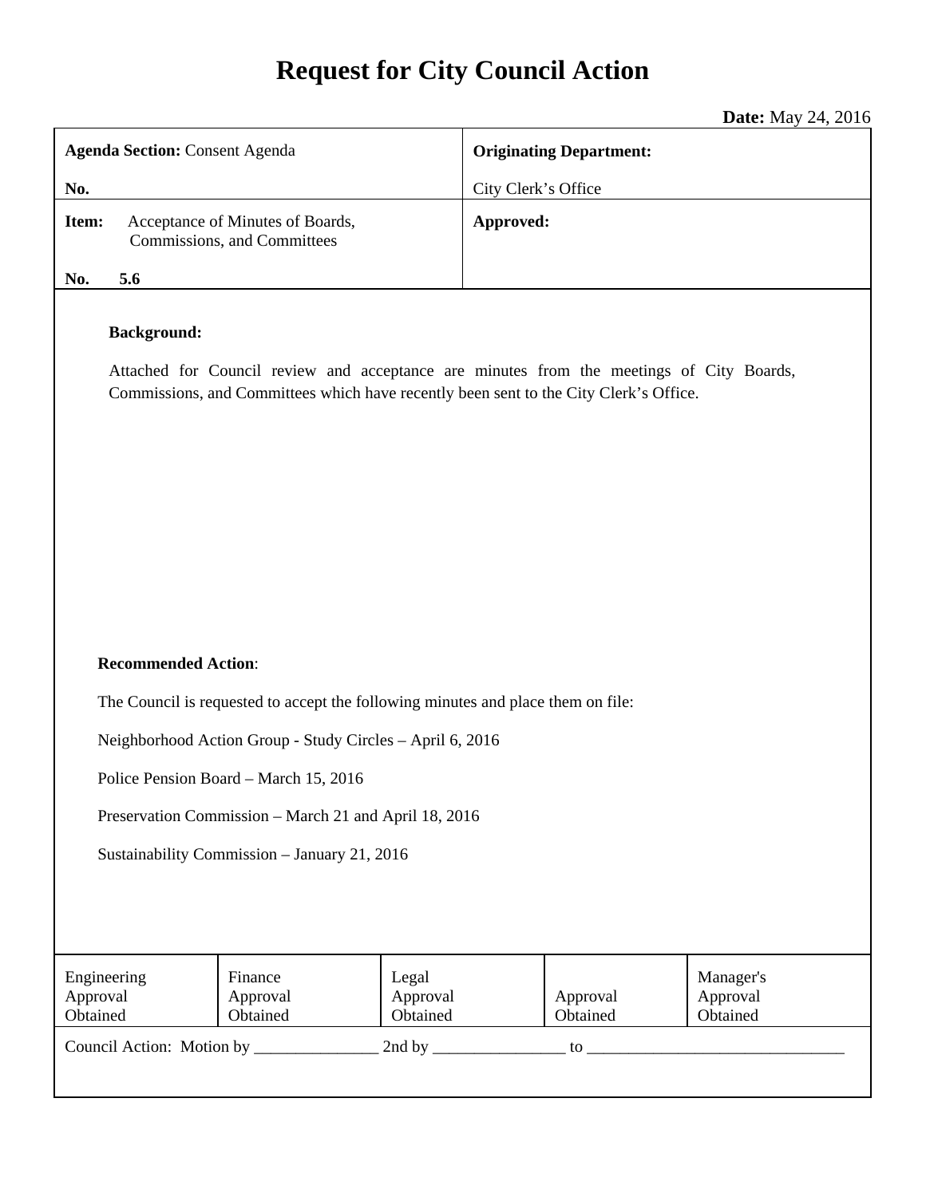# Request for City Council Action

**Date:** May 24, 2016

| **Agenda Section:** Consent Agenda<br><br>**No.** | **Originating Department:**<br><br>City Clerk's Office |
|---|---|
| **Item:** Acceptance of Minutes of Boards, Commissions, and Committees<br><br>**No. 5.6** | **Approved:** |

**Background:**

Attached for Council review and acceptance are minutes from the meetings of City Boards, Commissions, and Committees which have recently been sent to the City Clerk's Office.

**Recommended Action**:

The Council is requested to accept the following minutes and place them on file:

Neighborhood Action Group - Study Circles – April 6, 2016

Police Pension Board – March 15, 2016

Preservation Commission – March 21 and April 18, 2016

Sustainability Commission – January 21, 2016

| Engineering Approval Obtained | Finance Approval Obtained | Legal Approval Obtained | Approval Obtained | Manager's Approval Obtained |
|---|---|---|---|---|

Council Action: Motion by _______________ 2nd by ________________ to ________________________________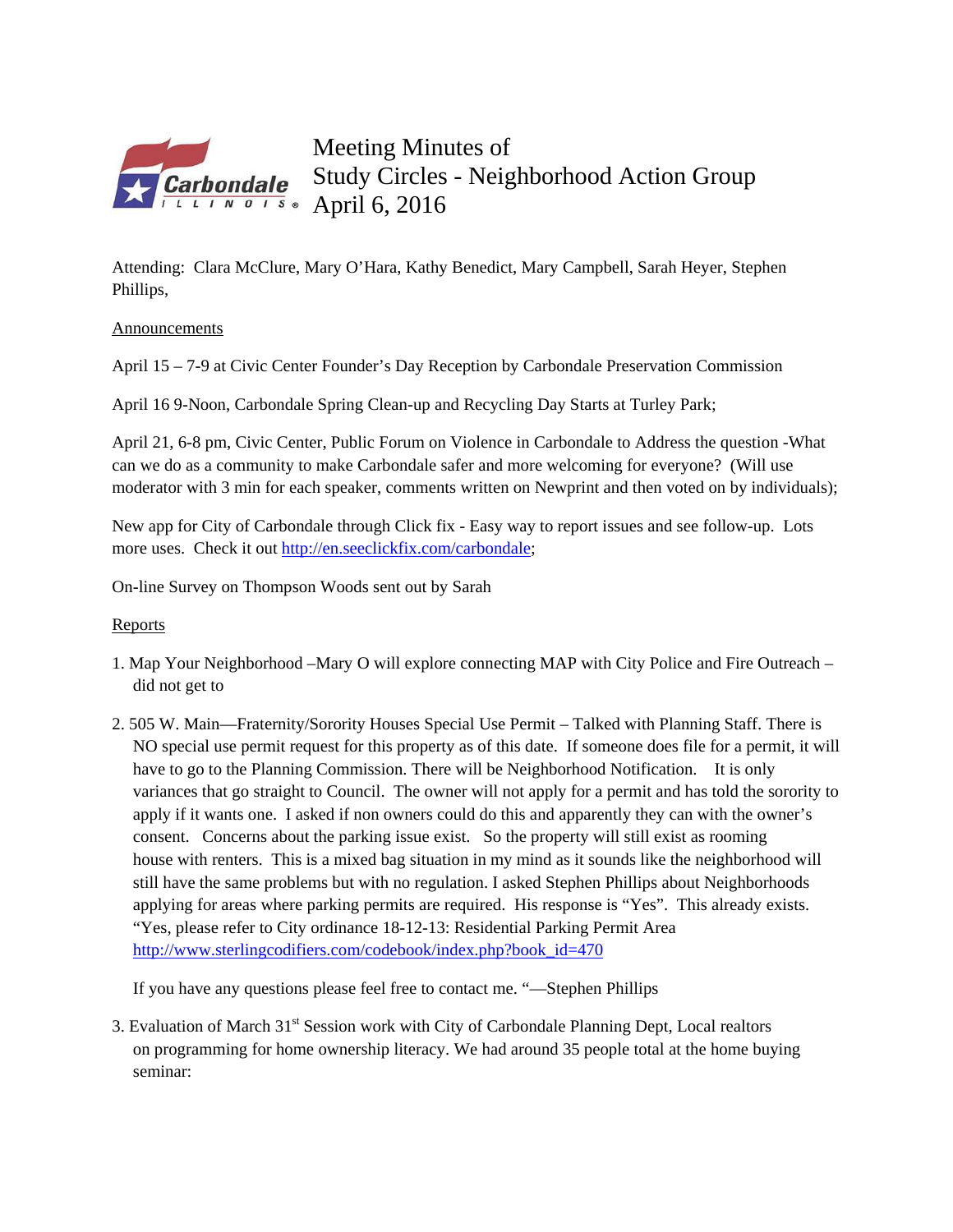# Meeting Minutes of
# Study Circles - Neighborhood Action Group
# April 6, 2016

Attending: Clara McClure, Mary O'Hara, Kathy Benedict, Mary Campbell, Sarah Heyer, Stephen Phillips,

Announcements

April 15 – 7-9 at Civic Center Founder's Day Reception by Carbondale Preservation Commission

April 16 9-Noon, Carbondale Spring Clean-up and Recycling Day Starts at Turley Park;

April 21, 6-8 pm, Civic Center, Public Forum on Violence in Carbondale to Address the question -What can we do as a community to make Carbondale safer and more welcoming for everyone? (Will use moderator with 3 min for each speaker, comments written on Newprint and then voted on by individuals);

New app for City of Carbondale through Click fix - Easy way to report issues and see follow-up. Lots more uses. Check it out http://en.seeclickfix.com/carbondale;

On-line Survey on Thompson Woods sent out by Sarah

Reports

1. Map Your Neighborhood –Mary O will explore connecting MAP with City Police and Fire Outreach – did not get to

2. 505 W. Main—Fraternity/Sorority Houses Special Use Permit – Talked with Planning Staff. There is NO special use permit request for this property as of this date. If someone does file for a permit, it will have to go to the Planning Commission. There will be Neighborhood Notification. It is only variances that go straight to Council. The owner will not apply for a permit and has told the sorority to apply if it wants one. I asked if non owners could do this and apparently they can with the owner's consent. Concerns about the parking issue exist. So the property will still exist as rooming house with renters. This is a mixed bag situation in my mind as it sounds like the neighborhood will still have the same problems but with no regulation. I asked Stephen Phillips about Neighborhoods applying for areas where parking permits are required. His response is "Yes". This already exists. "Yes, please refer to City ordinance 18-12-13: Residential Parking Permit Area http://www.sterlingcodifiers.com/codebook/index.php?book_id=470

   If you have any questions please feel free to contact me. "—Stephen Phillips

3. Evaluation of March 31st Session work with City of Carbondale Planning Dept, Local realtors on programming for home ownership literacy. We had around 35 people total at the home buying seminar: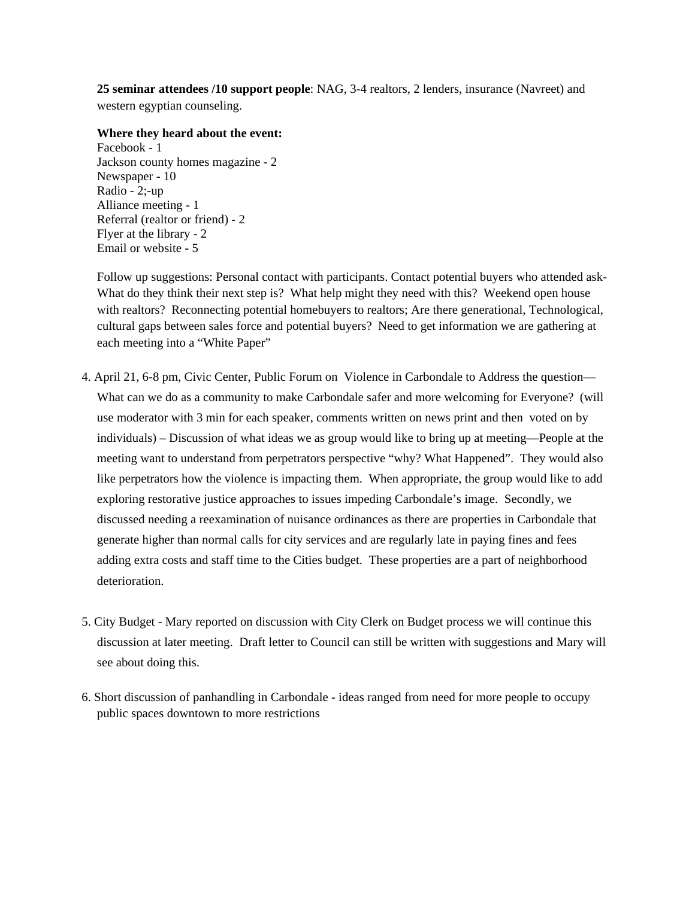**25 seminar attendees /10 support people**: NAG, 3-4 realtors, 2 lenders, insurance (Navreet) and western egyptian counseling.

**Where they heard about the event:**
Facebook - 1
Jackson county homes magazine - 2
Newspaper - 10
Radio - 2;-up
Alliance meeting - 1
Referral (realtor or friend) - 2
Flyer at the library - 2
Email or website - 5

Follow up suggestions: Personal contact with participants. Contact potential buyers who attended ask- What do they think their next step is? What help might they need with this? Weekend open house with realtors? Reconnecting potential homebuyers to realtors; Are there generational, Technological, cultural gaps between sales force and potential buyers? Need to get information we are gathering at each meeting into a "White Paper"

4. April 21, 6-8 pm, Civic Center, Public Forum on Violence in Carbondale to Address the question— What can we do as a community to make Carbondale safer and more welcoming for Everyone? (will use moderator with 3 min for each speaker, comments written on news print and then voted on by individuals) – Discussion of what ideas we as group would like to bring up at meeting—People at the meeting want to understand from perpetrators perspective "why? What Happened". They would also like perpetrators how the violence is impacting them. When appropriate, the group would like to add exploring restorative justice approaches to issues impeding Carbondale's image. Secondly, we discussed needing a reexamination of nuisance ordinances as there are properties in Carbondale that generate higher than normal calls for city services and are regularly late in paying fines and fees adding extra costs and staff time to the Cities budget. These properties are a part of neighborhood deterioration.

5. City Budget - Mary reported on discussion with City Clerk on Budget process we will continue this discussion at later meeting. Draft letter to Council can still be written with suggestions and Mary will see about doing this.

6. Short discussion of panhandling in Carbondale - ideas ranged from need for more people to occupy public spaces downtown to more restrictions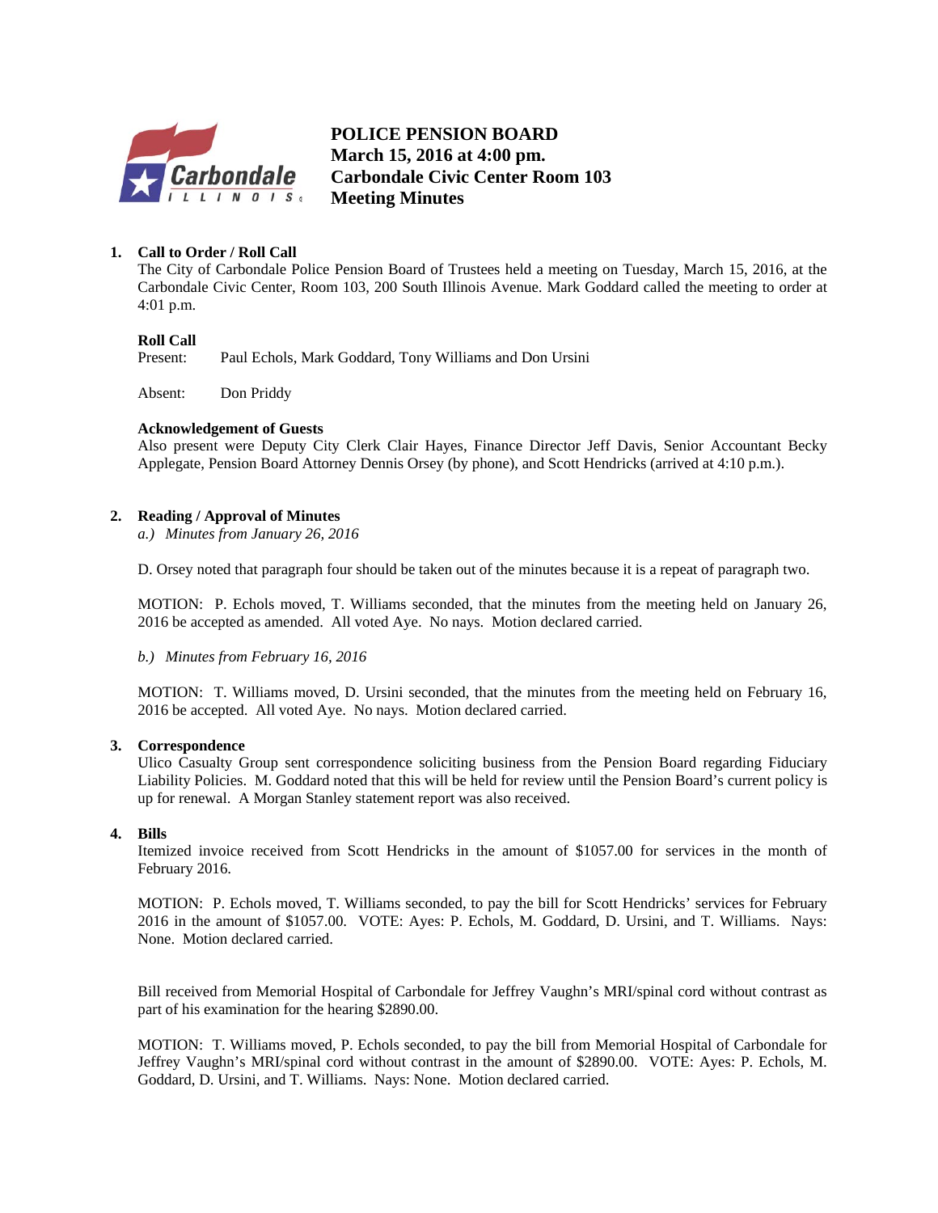# POLICE PENSION BOARD
# March 15, 2016 at 4:00 pm.
# Carbondale Civic Center Room 103
# Meeting Minutes

1. **Call to Order / Roll Call**
   The City of Carbondale Police Pension Board of Trustees held a meeting on Tuesday, March 15, 2016, at the Carbondale Civic Center, Room 103, 200 South Illinois Avenue. Mark Goddard called the meeting to order at 4:01 p.m.

   **Roll Call**
   Present: Paul Echols, Mark Goddard, Tony Williams and Don Ursini

   Absent: Don Priddy

   **Acknowledgement of Guests**
   Also present were Deputy City Clerk Clair Hayes, Finance Director Jeff Davis, Senior Accountant Becky Applegate, Pension Board Attorney Dennis Orsey (by phone), and Scott Hendricks (arrived at 4:10 p.m.).

2. **Reading / Approval of Minutes**
   *a.) Minutes from January 26, 2016*

   D. Orsey noted that paragraph four should be taken out of the minutes because it is a repeat of paragraph two.

   MOTION: P. Echols moved, T. Williams seconded, that the minutes from the meeting held on January 26, 2016 be accepted as amended. All voted Aye. No nays. Motion declared carried.

   *b.) Minutes from February 16, 2016*

   MOTION: T. Williams moved, D. Ursini seconded, that the minutes from the meeting held on February 16, 2016 be accepted. All voted Aye. No nays. Motion declared carried.

3. **Correspondence**
   Ulico Casualty Group sent correspondence soliciting business from the Pension Board regarding Fiduciary Liability Policies. M. Goddard noted that this will be held for review until the Pension Board's current policy is up for renewal. A Morgan Stanley statement report was also received.

4. **Bills**
   Itemized invoice received from Scott Hendricks in the amount of $1057.00 for services in the month of February 2016.

   MOTION: P. Echols moved, T. Williams seconded, to pay the bill for Scott Hendricks' services for February 2016 in the amount of $1057.00. VOTE: Ayes: P. Echols, M. Goddard, D. Ursini, and T. Williams. Nays: None. Motion declared carried.

   Bill received from Memorial Hospital of Carbondale for Jeffrey Vaughn's MRI/spinal cord without contrast as part of his examination for the hearing $2890.00.

   MOTION: T. Williams moved, P. Echols seconded, to pay the bill from Memorial Hospital of Carbondale for Jeffrey Vaughn's MRI/spinal cord without contrast in the amount of $2890.00. VOTE: Ayes: P. Echols, M. Goddard, D. Ursini, and T. Williams. Nays: None. Motion declared carried.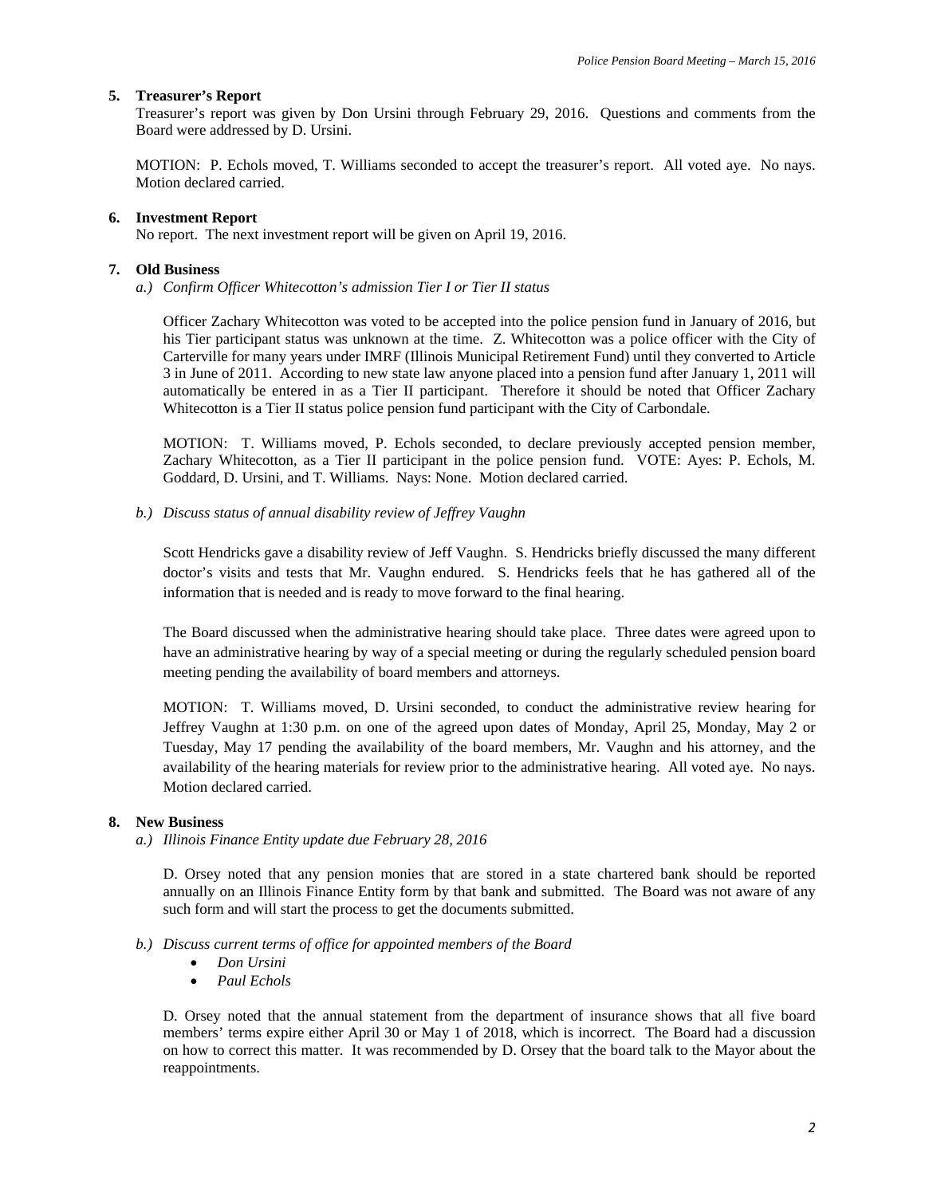**5. Treasurer's Report**

Treasurer's report was given by Don Ursini through February 29, 2016. Questions and comments from the Board were addressed by D. Ursini.

MOTION: P. Echols moved, T. Williams seconded to accept the treasurer's report. All voted aye. No nays. Motion declared carried.

**6. Investment Report**

No report. The next investment report will be given on April 19, 2016.

**7. Old Business**

*a.) Confirm Officer Whitecotton's admission Tier I or Tier II status*

Officer Zachary Whitecotton was voted to be accepted into the police pension fund in January of 2016, but his Tier participant status was unknown at the time. Z. Whitecotton was a police officer with the City of Carterville for many years under IMRF (Illinois Municipal Retirement Fund) until they converted to Article 3 in June of 2011. According to new state law anyone placed into a pension fund after January 1, 2011 will automatically be entered in as a Tier II participant. Therefore it should be noted that Officer Zachary Whitecotton is a Tier II status police pension fund participant with the City of Carbondale.

MOTION: T. Williams moved, P. Echols seconded, to declare previously accepted pension member, Zachary Whitecotton, as a Tier II participant in the police pension fund. VOTE: Ayes: P. Echols, M. Goddard, D. Ursini, and T. Williams. Nays: None. Motion declared carried.

*b.) Discuss status of annual disability review of Jeffrey Vaughn*

Scott Hendricks gave a disability review of Jeff Vaughn. S. Hendricks briefly discussed the many different doctor's visits and tests that Mr. Vaughn endured. S. Hendricks feels that he has gathered all of the information that is needed and is ready to move forward to the final hearing.

The Board discussed when the administrative hearing should take place. Three dates were agreed upon to have an administrative hearing by way of a special meeting or during the regularly scheduled pension board meeting pending the availability of board members and attorneys.

MOTION: T. Williams moved, D. Ursini seconded, to conduct the administrative review hearing for Jeffrey Vaughn at 1:30 p.m. on one of the agreed upon dates of Monday, April 25, Monday, May 2 or Tuesday, May 17 pending the availability of the board members, Mr. Vaughn and his attorney, and the availability of the hearing materials for review prior to the administrative hearing. All voted aye. No nays. Motion declared carried.

**8. New Business**

*a.) Illinois Finance Entity update due February 28, 2016*

D. Orsey noted that any pension monies that are stored in a state chartered bank should be reported annually on an Illinois Finance Entity form by that bank and submitted. The Board was not aware of any such form and will start the process to get the documents submitted.

*b.) Discuss current terms of office for appointed members of the Board*

- *Don Ursini*
- *Paul Echols*

D. Orsey noted that the annual statement from the department of insurance shows that all five board members' terms expire either April 30 or May 1 of 2018, which is incorrect. The Board had a discussion on how to correct this matter. It was recommended by D. Orsey that the board talk to the Mayor about the reappointments.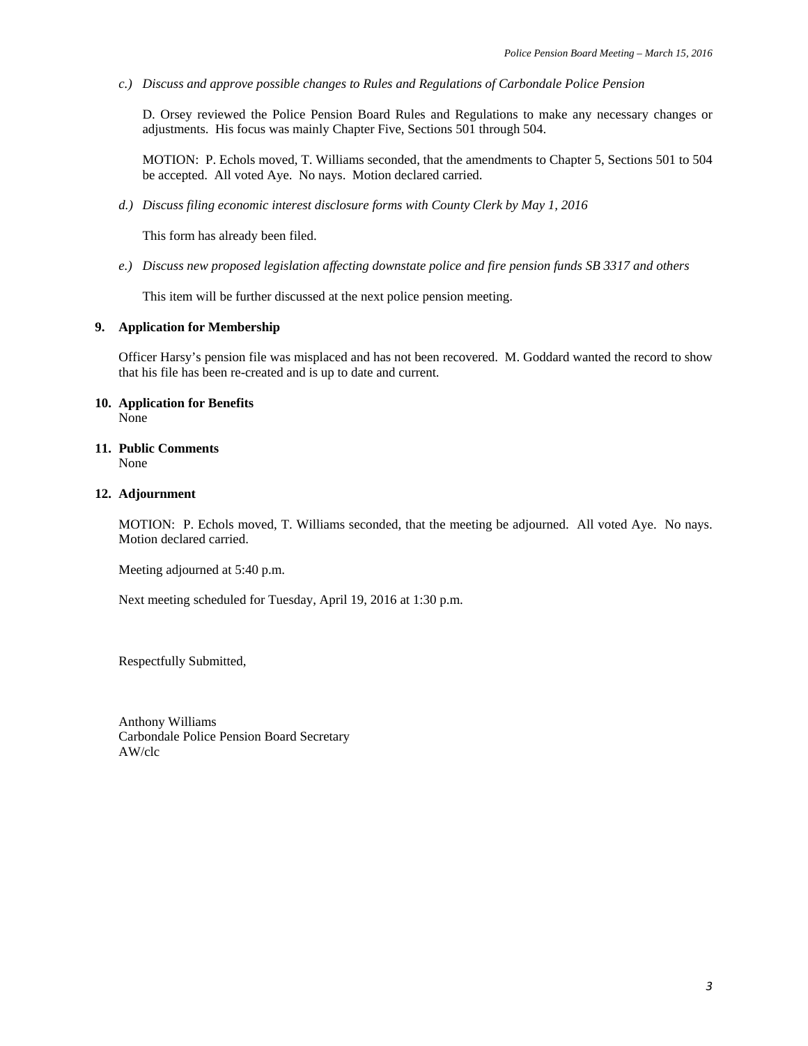*c.) Discuss and approve possible changes to Rules and Regulations of Carbondale Police Pension*

D. Orsey reviewed the Police Pension Board Rules and Regulations to make any necessary changes or adjustments. His focus was mainly Chapter Five, Sections 501 through 504.

MOTION: P. Echols moved, T. Williams seconded, that the amendments to Chapter 5, Sections 501 to 504 be accepted. All voted Aye. No nays. Motion declared carried.

*d.) Discuss filing economic interest disclosure forms with County Clerk by May 1, 2016*

This form has already been filed.

*e.) Discuss new proposed legislation affecting downstate police and fire pension funds SB 3317 and others*

This item will be further discussed at the next police pension meeting.

**9. Application for Membership**

Officer Harsy's pension file was misplaced and has not been recovered. M. Goddard wanted the record to show that his file has been re-created and is up to date and current.

**10. Application for Benefits**
None

**11. Public Comments**
None

**12. Adjournment**

MOTION: P. Echols moved, T. Williams seconded, that the meeting be adjourned. All voted Aye. No nays. Motion declared carried.

Meeting adjourned at 5:40 p.m.

Next meeting scheduled for Tuesday, April 19, 2016 at 1:30 p.m.

Respectfully Submitted,

Anthony Williams
Carbondale Police Pension Board Secretary
AW/clc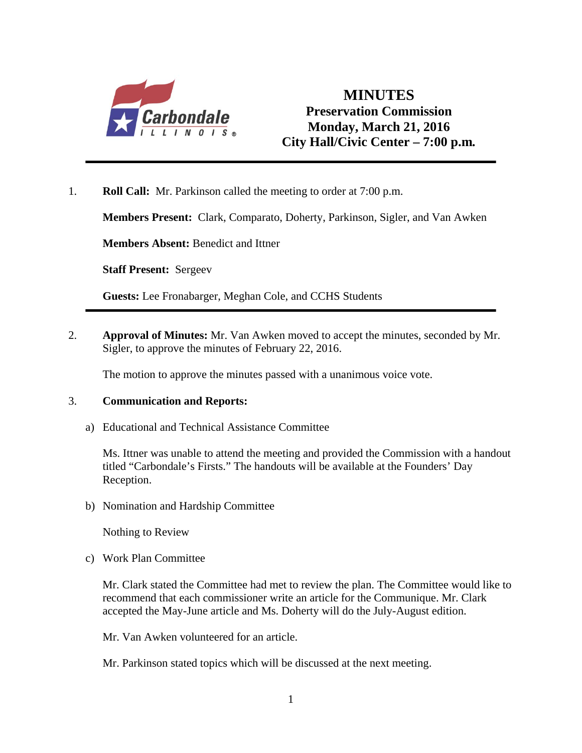# MINUTES

**Preservation Commission**
**Monday, March 21, 2016**
**City Hall/Civic Center – 7:00 p.m.**

---

1. **Roll Call:** Mr. Parkinson called the meeting to order at 7:00 p.m.

   **Members Present:** Clark, Comparato, Doherty, Parkinson, Sigler, and Van Awken

   **Members Absent:** Benedict and Ittner

   **Staff Present:** Sergeev

   **Guests:** Lee Fronabarger, Meghan Cole, and CCHS Students

---

2. **Approval of Minutes:** Mr. Van Awken moved to accept the minutes, seconded by Mr. Sigler, to approve the minutes of February 22, 2016.

   The motion to approve the minutes passed with a unanimous voice vote.

3. **Communication and Reports:**

   a) Educational and Technical Assistance Committee

   Ms. Ittner was unable to attend the meeting and provided the Commission with a handout titled "Carbondale's Firsts." The handouts will be available at the Founders' Day Reception.

   b) Nomination and Hardship Committee

   Nothing to Review

   c) Work Plan Committee

   Mr. Clark stated the Committee had met to review the plan. The Committee would like to recommend that each commissioner write an article for the Communique. Mr. Clark accepted the May-June article and Ms. Doherty will do the July-August edition.

   Mr. Van Awken volunteered for an article.

   Mr. Parkinson stated topics which will be discussed at the next meeting.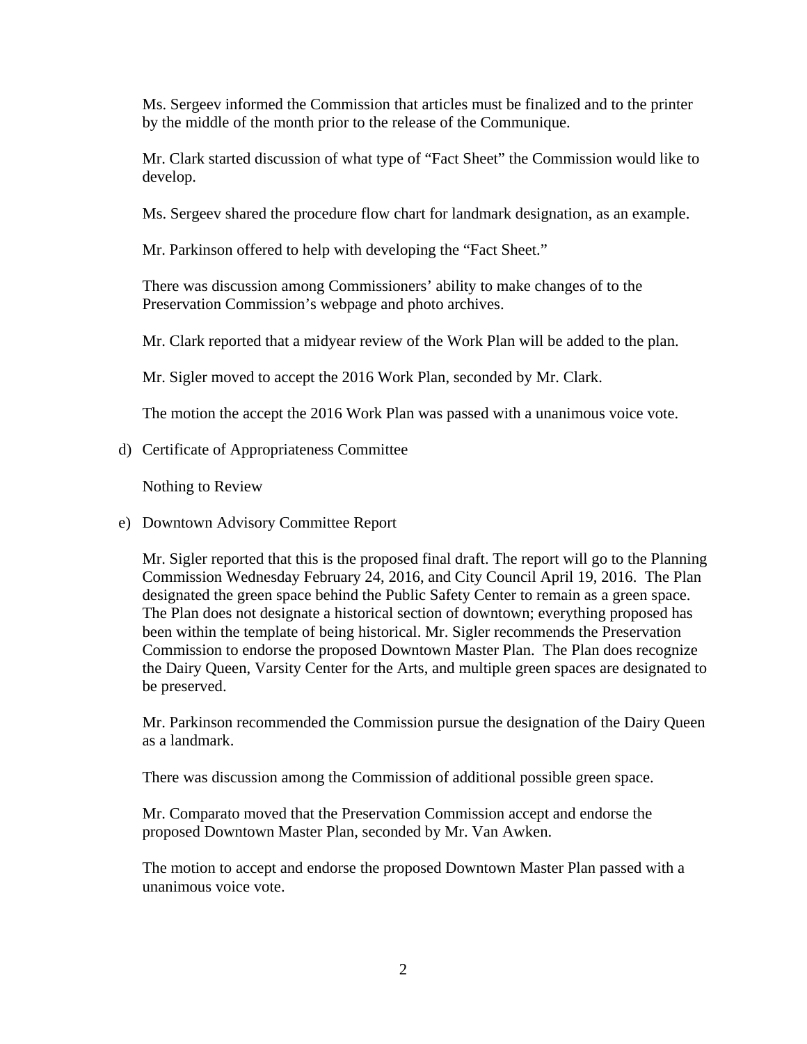Ms. Sergeev informed the Commission that articles must be finalized and to the printer by the middle of the month prior to the release of the Communique.

Mr. Clark started discussion of what type of "Fact Sheet" the Commission would like to develop.

Ms. Sergeev shared the procedure flow chart for landmark designation, as an example.

Mr. Parkinson offered to help with developing the "Fact Sheet."

There was discussion among Commissioners' ability to make changes of to the Preservation Commission's webpage and photo archives.

Mr. Clark reported that a midyear review of the Work Plan will be added to the plan.

Mr. Sigler moved to accept the 2016 Work Plan, seconded by Mr. Clark.

The motion the accept the 2016 Work Plan was passed with a unanimous voice vote.

d) Certificate of Appropriateness Committee

Nothing to Review

e) Downtown Advisory Committee Report

Mr. Sigler reported that this is the proposed final draft. The report will go to the Planning Commission Wednesday February 24, 2016, and City Council April 19, 2016. The Plan designated the green space behind the Public Safety Center to remain as a green space. The Plan does not designate a historical section of downtown; everything proposed has been within the template of being historical. Mr. Sigler recommends the Preservation Commission to endorse the proposed Downtown Master Plan. The Plan does recognize the Dairy Queen, Varsity Center for the Arts, and multiple green spaces are designated to be preserved.

Mr. Parkinson recommended the Commission pursue the designation of the Dairy Queen as a landmark.

There was discussion among the Commission of additional possible green space.

Mr. Comparato moved that the Preservation Commission accept and endorse the proposed Downtown Master Plan, seconded by Mr. Van Awken.

The motion to accept and endorse the proposed Downtown Master Plan passed with a unanimous voice vote.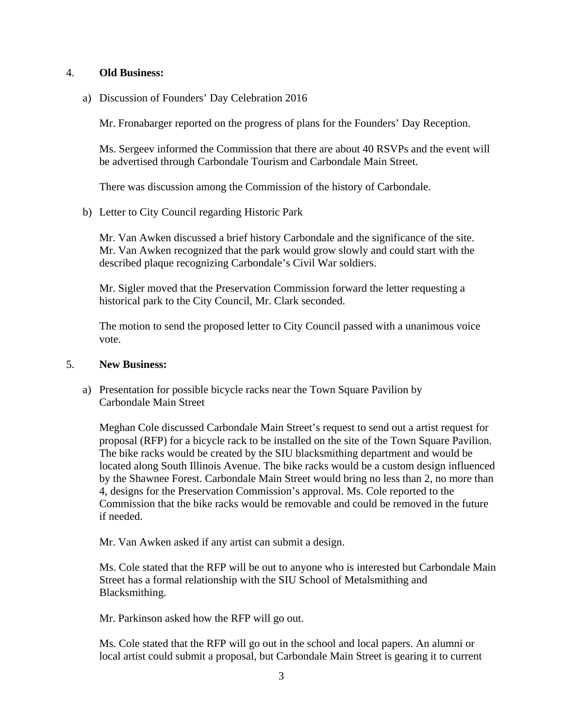4. **Old Business:**

a) Discussion of Founders' Day Celebration 2016

Mr. Fronabarger reported on the progress of plans for the Founders' Day Reception.

Ms. Sergeev informed the Commission that there are about 40 RSVPs and the event will be advertised through Carbondale Tourism and Carbondale Main Street.

There was discussion among the Commission of the history of Carbondale.

b) Letter to City Council regarding Historic Park

Mr. Van Awken discussed a brief history Carbondale and the significance of the site. Mr. Van Awken recognized that the park would grow slowly and could start with the described plaque recognizing Carbondale's Civil War soldiers.

Mr. Sigler moved that the Preservation Commission forward the letter requesting a historical park to the City Council, Mr. Clark seconded.

The motion to send the proposed letter to City Council passed with a unanimous voice vote.

5. **New Business:**

a) Presentation for possible bicycle racks near the Town Square Pavilion by Carbondale Main Street

Meghan Cole discussed Carbondale Main Street's request to send out a artist request for proposal (RFP) for a bicycle rack to be installed on the site of the Town Square Pavilion. The bike racks would be created by the SIU blacksmithing department and would be located along South Illinois Avenue. The bike racks would be a custom design influenced by the Shawnee Forest. Carbondale Main Street would bring no less than 2, no more than 4, designs for the Preservation Commission's approval. Ms. Cole reported to the Commission that the bike racks would be removable and could be removed in the future if needed.

Mr. Van Awken asked if any artist can submit a design.

Ms. Cole stated that the RFP will be out to anyone who is interested but Carbondale Main Street has a formal relationship with the SIU School of Metalsmithing and Blacksmithing.

Mr. Parkinson asked how the RFP will go out.

Ms. Cole stated that the RFP will go out in the school and local papers. An alumni or local artist could submit a proposal, but Carbondale Main Street is gearing it to current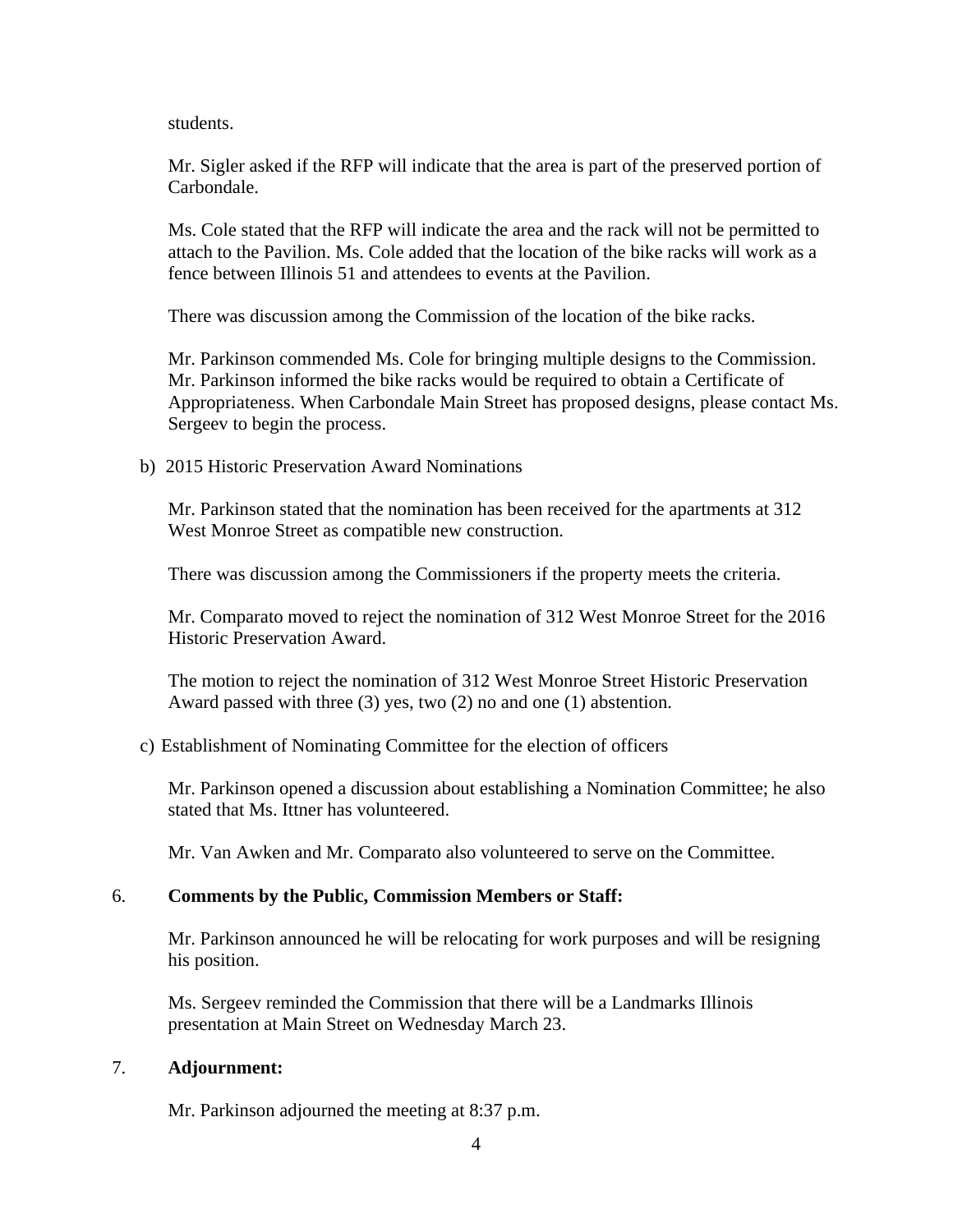students.

Mr. Sigler asked if the RFP will indicate that the area is part of the preserved portion of Carbondale.

Ms. Cole stated that the RFP will indicate the area and the rack will not be permitted to attach to the Pavilion. Ms. Cole added that the location of the bike racks will work as a fence between Illinois 51 and attendees to events at the Pavilion.

There was discussion among the Commission of the location of the bike racks.

Mr. Parkinson commended Ms. Cole for bringing multiple designs to the Commission. Mr. Parkinson informed the bike racks would be required to obtain a Certificate of Appropriateness. When Carbondale Main Street has proposed designs, please contact Ms. Sergeev to begin the process.

b) 2015 Historic Preservation Award Nominations

Mr. Parkinson stated that the nomination has been received for the apartments at 312 West Monroe Street as compatible new construction.

There was discussion among the Commissioners if the property meets the criteria.

Mr. Comparato moved to reject the nomination of 312 West Monroe Street for the 2016 Historic Preservation Award.

The motion to reject the nomination of 312 West Monroe Street Historic Preservation Award passed with three (3) yes, two (2) no and one (1) abstention.

c) Establishment of Nominating Committee for the election of officers

Mr. Parkinson opened a discussion about establishing a Nomination Committee; he also stated that Ms. Ittner has volunteered.

Mr. Van Awken and Mr. Comparato also volunteered to serve on the Committee.

6. **Comments by the Public, Commission Members or Staff:**

Mr. Parkinson announced he will be relocating for work purposes and will be resigning his position.

Ms. Sergeev reminded the Commission that there will be a Landmarks Illinois presentation at Main Street on Wednesday March 23.

7. **Adjournment:**

Mr. Parkinson adjourned the meeting at 8:37 p.m.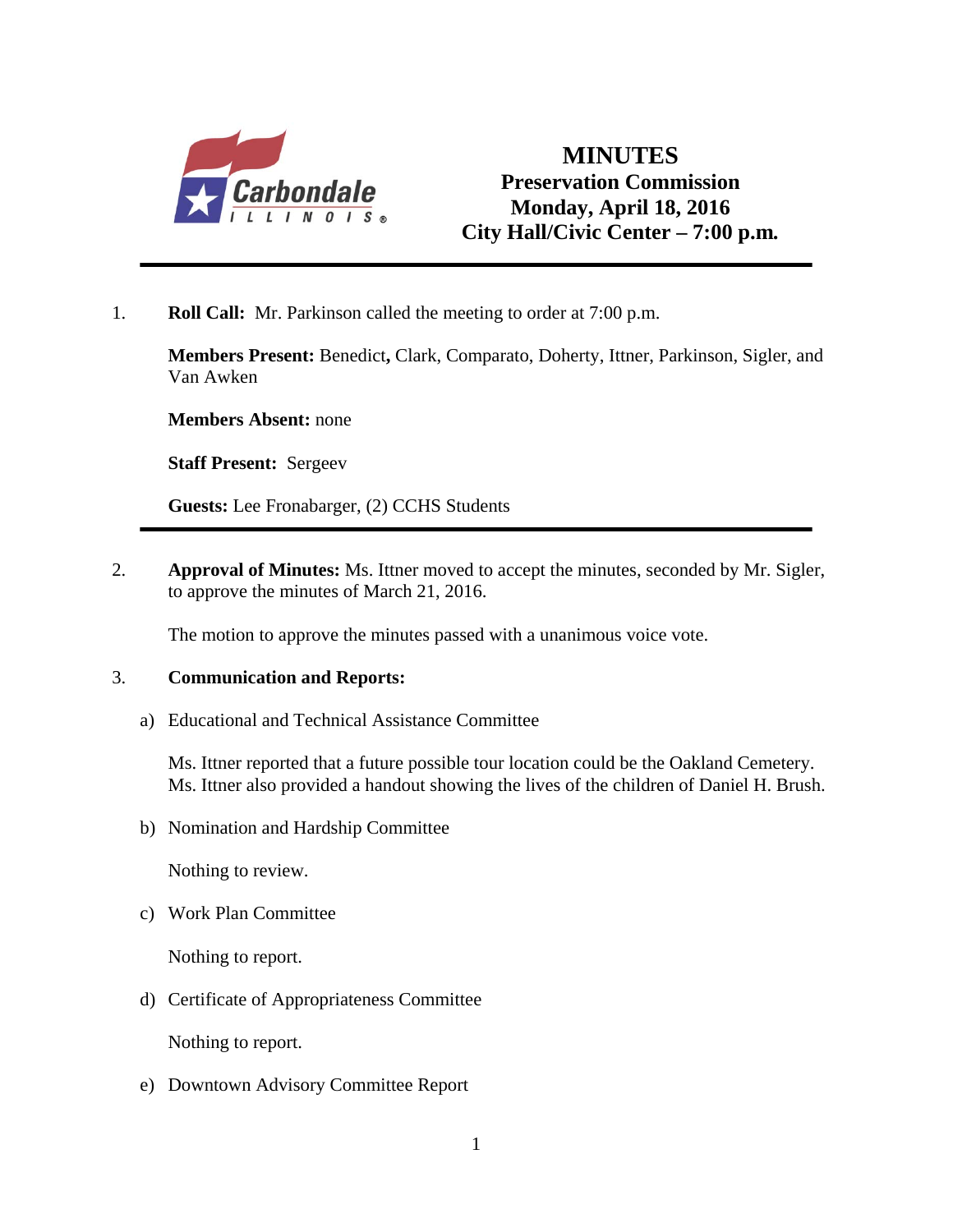# MINUTES

## Preservation Commission

## Monday, April 18, 2016

## City Hall/Civic Center – 7:00 p.m.

---

1. **Roll Call:** Mr. Parkinson called the meeting to order at 7:00 p.m.

   **Members Present:** Benedict**,** Clark, Comparato, Doherty, Ittner, Parkinson, Sigler, and Van Awken

   **Members Absent:** none

   **Staff Present:** Sergeev

   **Guests:** Lee Fronabarger, (2) CCHS Students

---

2. **Approval of Minutes:** Ms. Ittner moved to accept the minutes, seconded by Mr. Sigler, to approve the minutes of March 21, 2016.

   The motion to approve the minutes passed with a unanimous voice vote.

3. **Communication and Reports:**

   a) Educational and Technical Assistance Committee

   Ms. Ittner reported that a future possible tour location could be the Oakland Cemetery. Ms. Ittner also provided a handout showing the lives of the children of Daniel H. Brush.

   b) Nomination and Hardship Committee

   Nothing to review.

   c) Work Plan Committee

   Nothing to report.

   d) Certificate of Appropriateness Committee

   Nothing to report.

   e) Downtown Advisory Committee Report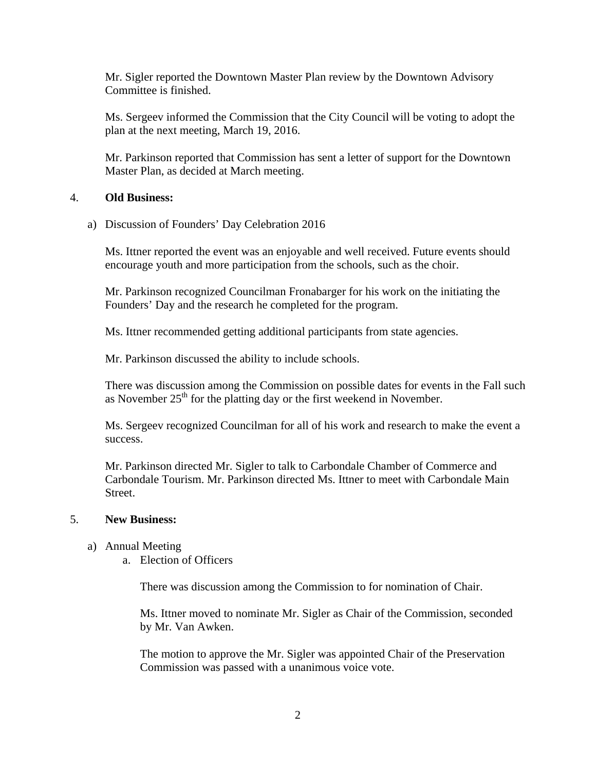Mr. Sigler reported the Downtown Master Plan review by the Downtown Advisory Committee is finished.

Ms. Sergeev informed the Commission that the City Council will be voting to adopt the plan at the next meeting, March 19, 2016.

Mr. Parkinson reported that Commission has sent a letter of support for the Downtown Master Plan, as decided at March meeting.

4. **Old Business:**

a) Discussion of Founders' Day Celebration 2016

Ms. Ittner reported the event was an enjoyable and well received. Future events should encourage youth and more participation from the schools, such as the choir.

Mr. Parkinson recognized Councilman Fronabarger for his work on the initiating the Founders' Day and the research he completed for the program.

Ms. Ittner recommended getting additional participants from state agencies.

Mr. Parkinson discussed the ability to include schools.

There was discussion among the Commission on possible dates for events in the Fall such as November 25th for the platting day or the first weekend in November.

Ms. Sergeev recognized Councilman for all of his work and research to make the event a success.

Mr. Parkinson directed Mr. Sigler to talk to Carbondale Chamber of Commerce and Carbondale Tourism. Mr. Parkinson directed Ms. Ittner to meet with Carbondale Main Street.

5. **New Business:**

a) Annual Meeting
   a. Election of Officers

      There was discussion among the Commission to for nomination of Chair.

      Ms. Ittner moved to nominate Mr. Sigler as Chair of the Commission, seconded by Mr. Van Awken.

      The motion to approve the Mr. Sigler was appointed Chair of the Preservation Commission was passed with a unanimous voice vote.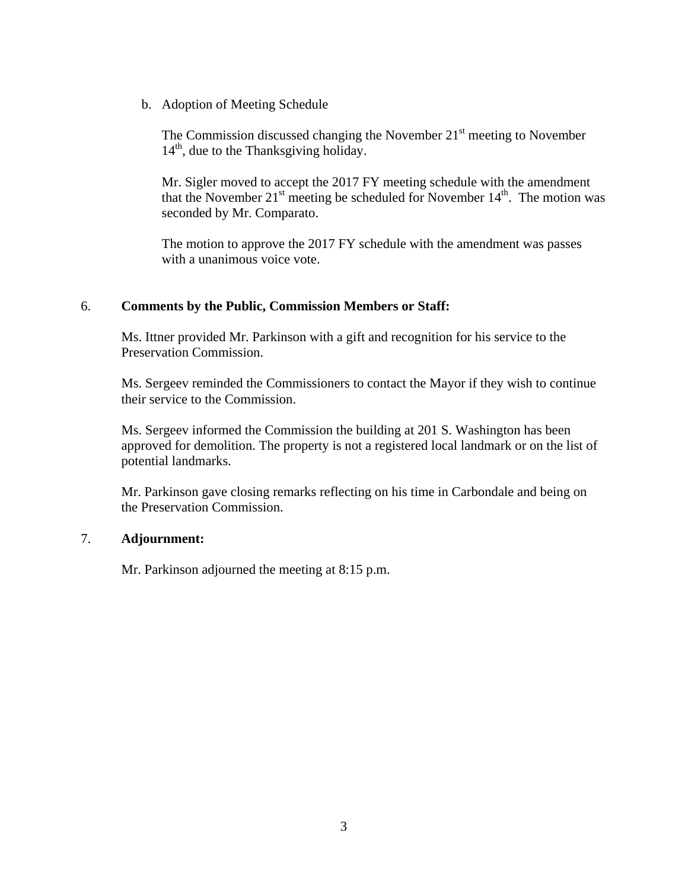b. Adoption of Meeting Schedule

The Commission discussed changing the November 21st meeting to November 14th, due to the Thanksgiving holiday.

Mr. Sigler moved to accept the 2017 FY meeting schedule with the amendment that the November 21st meeting be scheduled for November 14th. The motion was seconded by Mr. Comparato.

The motion to approve the 2017 FY schedule with the amendment was passes with a unanimous voice vote.

6. **Comments by the Public, Commission Members or Staff:**

Ms. Ittner provided Mr. Parkinson with a gift and recognition for his service to the Preservation Commission.

Ms. Sergeev reminded the Commissioners to contact the Mayor if they wish to continue their service to the Commission.

Ms. Sergeev informed the Commission the building at 201 S. Washington has been approved for demolition. The property is not a registered local landmark or on the list of potential landmarks.

Mr. Parkinson gave closing remarks reflecting on his time in Carbondale and being on the Preservation Commission.

7. **Adjournment:**

Mr. Parkinson adjourned the meeting at 8:15 p.m.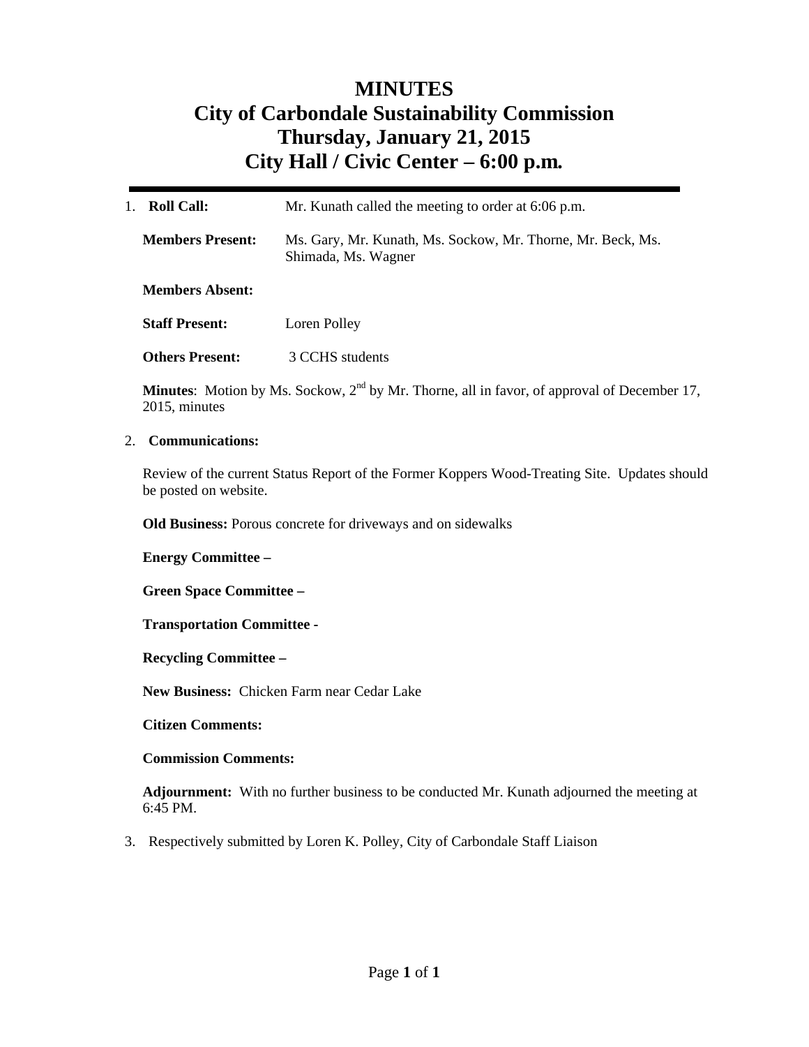# MINUTES
# City of Carbondale Sustainability Commission
# Thursday, January 21, 2015
# City Hall / Civic Center – 6:00 p.m.

1. **Roll Call:** Mr. Kunath called the meeting to order at 6:06 p.m.

   **Members Present:** Ms. Gary, Mr. Kunath, Ms. Sockow, Mr. Thorne, Mr. Beck, Ms. Shimada, Ms. Wagner

   **Members Absent:**

   **Staff Present:** Loren Polley

   **Others Present:** 3 CCHS students

   **Minutes**: Motion by Ms. Sockow, 2nd by Mr. Thorne, all in favor, of approval of December 17, 2015, minutes

2. **Communications:**

   Review of the current Status Report of the Former Koppers Wood-Treating Site. Updates should be posted on website.

   **Old Business:** Porous concrete for driveways and on sidewalks

   **Energy Committee –**

   **Green Space Committee –**

   **Transportation Committee -**

   **Recycling Committee –**

   **New Business:** Chicken Farm near Cedar Lake

   **Citizen Comments:**

   **Commission Comments:**

   **Adjournment:** With no further business to be conducted Mr. Kunath adjourned the meeting at 6:45 PM.

3. Respectively submitted by Loren K. Polley, City of Carbondale Staff Liaison